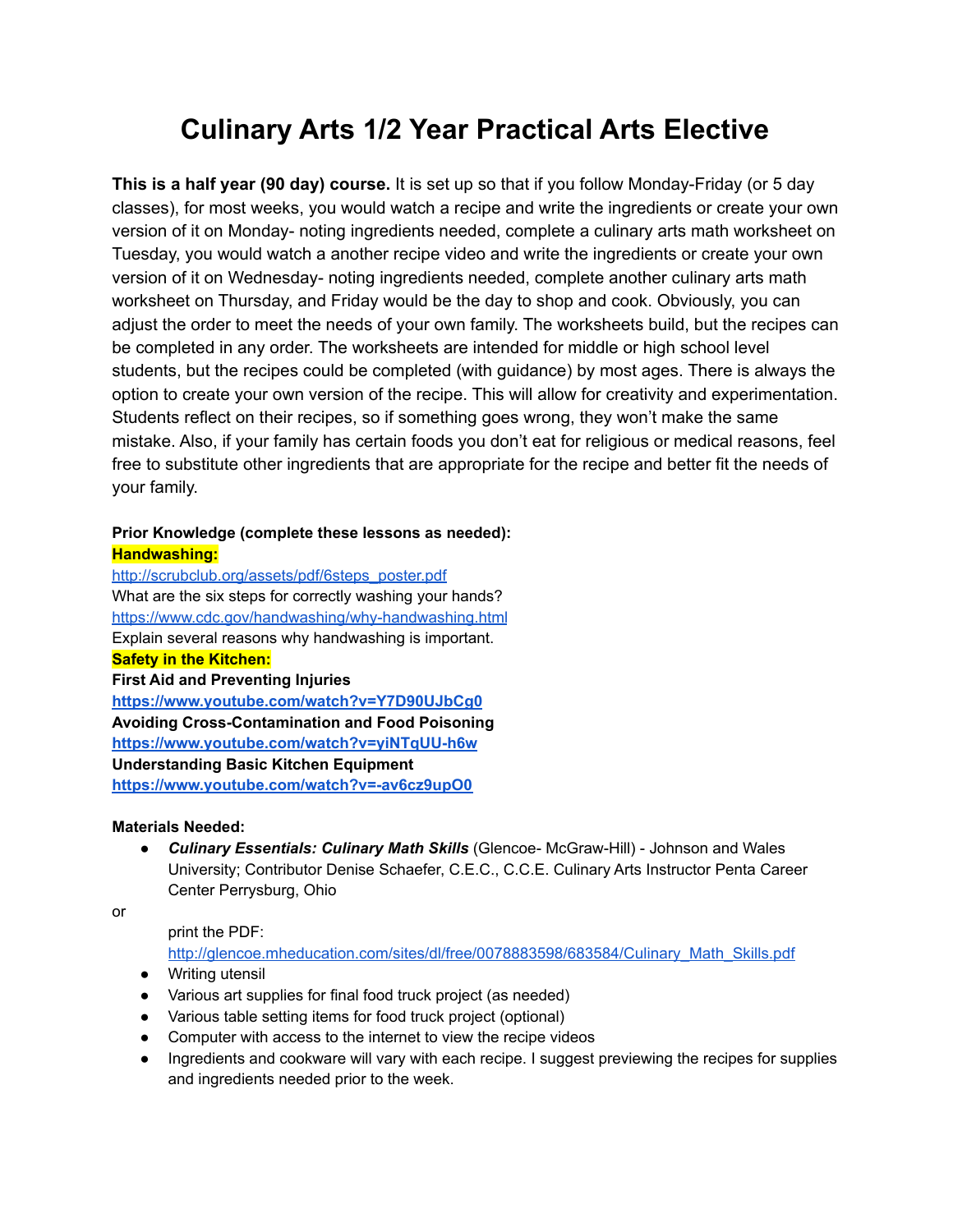# Culinary Arts 1/2 Year Practical Arts Elective

**This is a half year (90 day) course.** It is set up so that if you follow Monday-Friday (or 5 day classes), for most weeks, you would watch a recipe and write the ingredients or create your own version of it on Monday- noting ingredients needed, complete a culinary arts math worksheet on Tuesday, you would watch a another recipe video and write the ingredients or create your own version of it on Wednesday- noting ingredients needed, complete another culinary arts math worksheet on Thursday, and Friday would be the day to shop and cook. Obviously, you can adjust the order to meet the needs of your own family. The worksheets build, but the recipes can be completed in any order. The worksheets are intended for middle or high school level students, but the recipes could be completed (with guidance) by most ages. There is always the option to create your own version of the recipe. This will allow for creativity and experimentation. Students reflect on their recipes, so if something goes wrong, they won't make the same mistake. Also, if your family has certain foods you don't eat for religious or medical reasons, feel free to substitute other ingredients that are appropriate for the recipe and better fit the needs of your family.

**Prior Knowledge (complete these lessons as needed):**

**Handwashing:**

http://scrubclub.org/assets/pdf/6steps_poster.pdf

What are the six steps for correctly washing your hands?

https://www.cdc.gov/handwashing/why-handwashing.html

Explain several reasons why handwashing is important.

**Safety in the Kitchen:**

**First Aid and Preventing Injuries**

**https://www.youtube.com/watch?v=Y7D90UJbCg0**

**Avoiding Cross-Contamination and Food Poisoning**

**https://www.youtube.com/watch?v=yiNTqUU-h6w**

**Understanding Basic Kitchen Equipment**

**https://www.youtube.com/watch?v=-av6cz9upO0**

**Materials Needed:**

- ***Culinary Essentials: Culinary Math Skills*** (Glencoe- McGraw-Hill) - Johnson and Wales University; Contributor Denise Schaefer, C.E.C., C.C.E. Culinary Arts Instructor Penta Career Center Perrysburg, Ohio

or

print the PDF: http://glencoe.mheducation.com/sites/dl/free/0078883598/683584/Culinary_Math_Skills.pdf

- Writing utensil
- Various art supplies for final food truck project (as needed)
- Various table setting items for food truck project (optional)
- Computer with access to the internet to view the recipe videos
- Ingredients and cookware will vary with each recipe. I suggest previewing the recipes for supplies and ingredients needed prior to the week.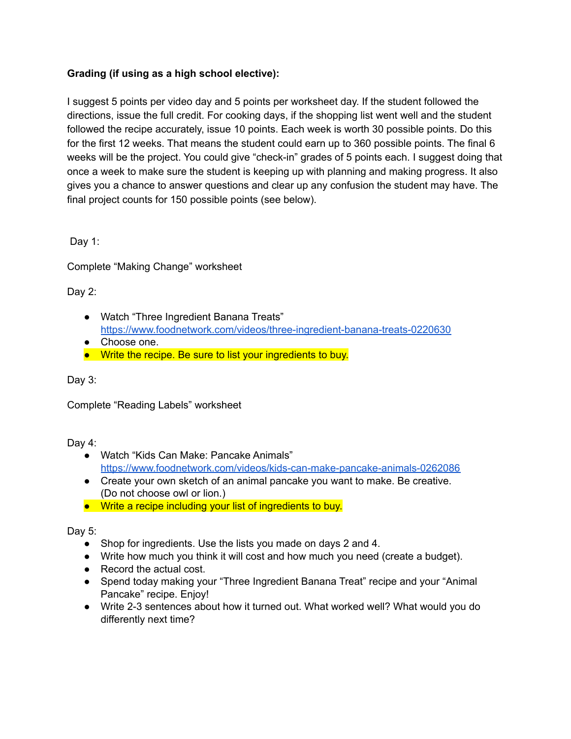**Grading (if using as a high school elective):**

I suggest 5 points per video day and 5 points per worksheet day. If the student followed the directions, issue the full credit. For cooking days, if the shopping list went well and the student followed the recipe accurately, issue 10 points. Each week is worth 30 possible points. Do this for the first 12 weeks. That means the student could earn up to 360 possible points. The final 6 weeks will be the project. You could give "check-in" grades of 5 points each. I suggest doing that once a week to make sure the student is keeping up with planning and making progress. It also gives you a chance to answer questions and clear up any confusion the student may have. The final project counts for 150 possible points (see below).

Day 1:

Complete "Making Change" worksheet

Day 2:

- Watch "Three Ingredient Banana Treats" https://www.foodnetwork.com/videos/three-ingredient-banana-treats-0220630
- Choose one.
- Write the recipe. Be sure to list your ingredients to buy.

Day 3:

Complete "Reading Labels" worksheet

Day 4:

- Watch "Kids Can Make: Pancake Animals" https://www.foodnetwork.com/videos/kids-can-make-pancake-animals-0262086
- Create your own sketch of an animal pancake you want to make. Be creative. (Do not choose owl or lion.)
- Write a recipe including your list of ingredients to buy.

Day 5:

- Shop for ingredients. Use the lists you made on days 2 and 4.
- Write how much you think it will cost and how much you need (create a budget).
- Record the actual cost.
- Spend today making your "Three Ingredient Banana Treat" recipe and your "Animal Pancake" recipe. Enjoy!
- Write 2-3 sentences about how it turned out. What worked well? What would you do differently next time?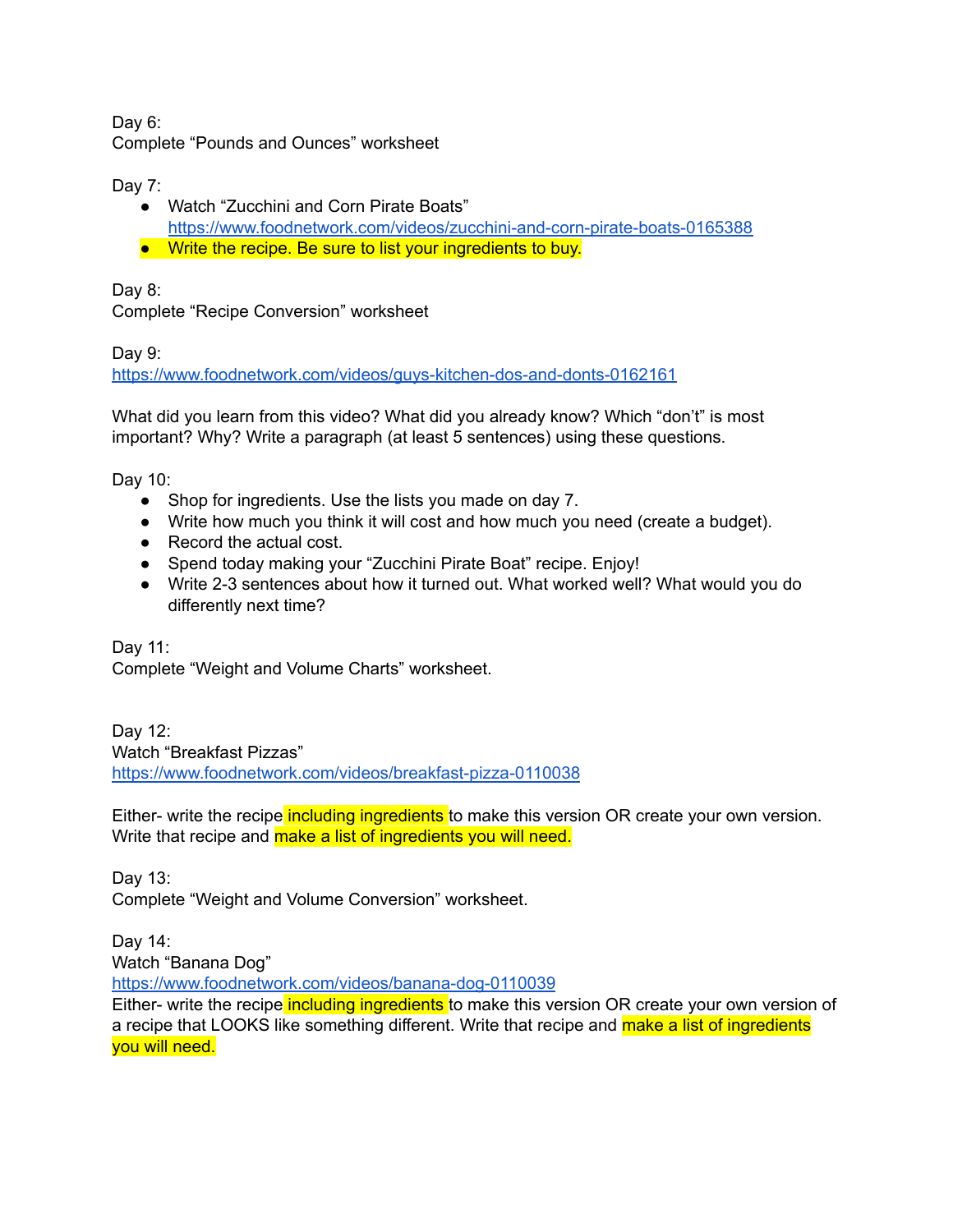Day 6:
Complete “Pounds and Ounces” worksheet

Day 7:

- Watch “Zucchini and Corn Pirate Boats” https://www.foodnetwork.com/videos/zucchini-and-corn-pirate-boats-0165388
- Write the recipe. Be sure to list your ingredients to buy.

Day 8:
Complete “Recipe Conversion” worksheet

Day 9:
https://www.foodnetwork.com/videos/guys-kitchen-dos-and-donts-0162161

What did you learn from this video? What did you already know? Which “don’t” is most important? Why? Write a paragraph (at least 5 sentences) using these questions.

Day 10:

- Shop for ingredients. Use the lists you made on day 7.
- Write how much you think it will cost and how much you need (create a budget).
- Record the actual cost.
- Spend today making your “Zucchini Pirate Boat” recipe. Enjoy!
- Write 2-3 sentences about how it turned out. What worked well? What would you do differently next time?

Day 11:
Complete “Weight and Volume Charts” worksheet.

Day 12:
Watch “Breakfast Pizzas”
https://www.foodnetwork.com/videos/breakfast-pizza-0110038

Either- write the recipe including ingredients to make this version OR create your own version. Write that recipe and make a list of ingredients you will need.

Day 13:
Complete “Weight and Volume Conversion” worksheet.

Day 14:
Watch “Banana Dog”
https://www.foodnetwork.com/videos/banana-dog-0110039
Either- write the recipe including ingredients to make this version OR create your own version of a recipe that LOOKS like something different. Write that recipe and make a list of ingredients you will need.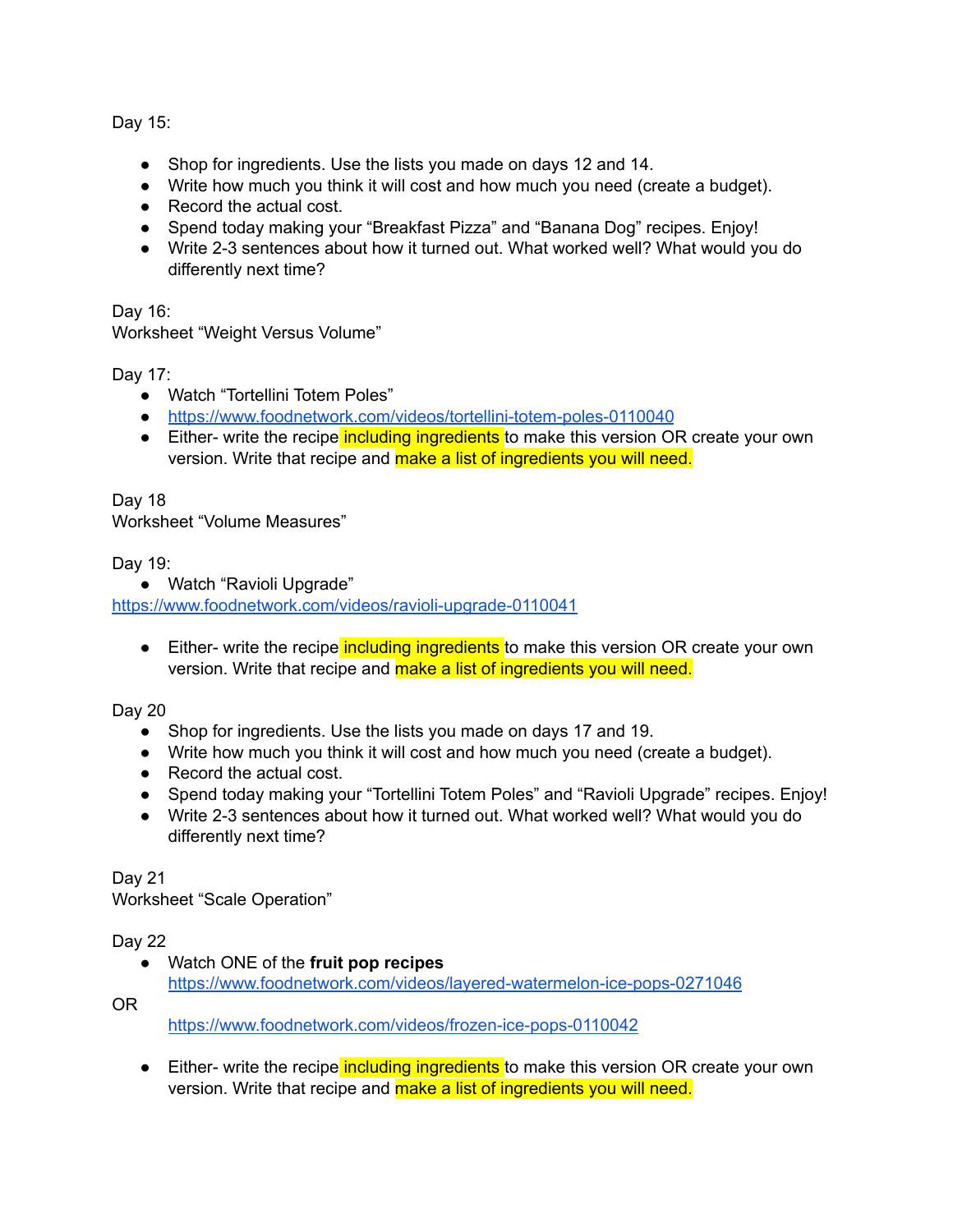Day 15:

- Shop for ingredients. Use the lists you made on days 12 and 14.
- Write how much you think it will cost and how much you need (create a budget).
- Record the actual cost.
- Spend today making your "Breakfast Pizza" and "Banana Dog" recipes. Enjoy!
- Write 2-3 sentences about how it turned out. What worked well? What would you do differently next time?

Day 16:
Worksheet "Weight Versus Volume"

Day 17:

- Watch "Tortellini Totem Poles"
- https://www.foodnetwork.com/videos/tortellini-totem-poles-0110040
- Either- write the recipe including ingredients to make this version OR create your own version. Write that recipe and make a list of ingredients you will need.

Day 18
Worksheet "Volume Measures"

Day 19:

- Watch "Ravioli Upgrade"

https://www.foodnetwork.com/videos/ravioli-upgrade-0110041

- Either- write the recipe including ingredients to make this version OR create your own version. Write that recipe and make a list of ingredients you will need.

Day 20

- Shop for ingredients. Use the lists you made on days 17 and 19.
- Write how much you think it will cost and how much you need (create a budget).
- Record the actual cost.
- Spend today making your "Tortellini Totem Poles" and "Ravioli Upgrade" recipes. Enjoy!
- Write 2-3 sentences about how it turned out. What worked well? What would you do differently next time?

Day 21
Worksheet "Scale Operation"

Day 22

- Watch ONE of the **fruit pop recipes**
  https://www.foodnetwork.com/videos/layered-watermelon-ice-pops-0271046

OR

  https://www.foodnetwork.com/videos/frozen-ice-pops-0110042

- Either- write the recipe including ingredients to make this version OR create your own version. Write that recipe and make a list of ingredients you will need.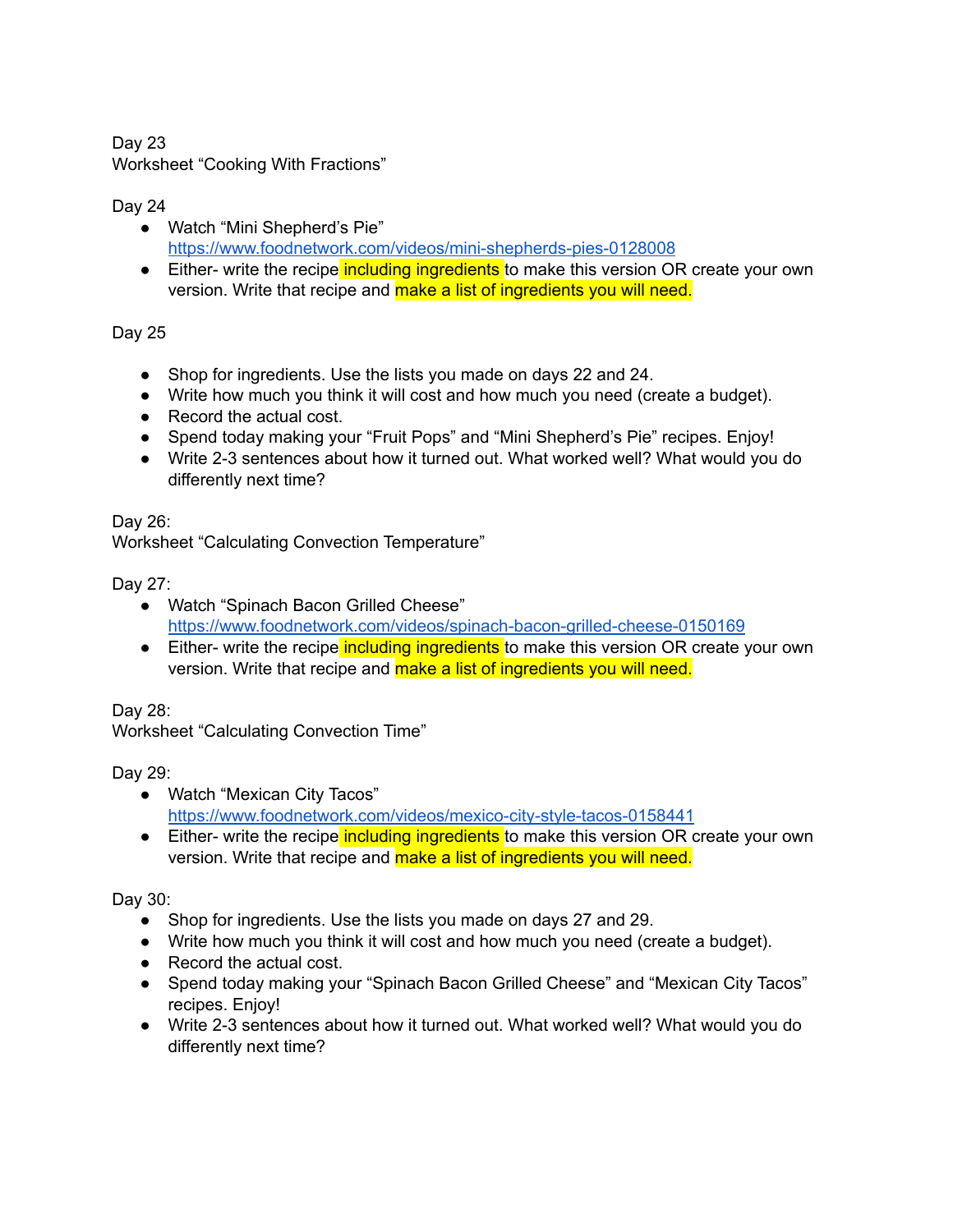Day 23
Worksheet “Cooking With Fractions”

Day 24

- Watch “Mini Shepherd’s Pie” https://www.foodnetwork.com/videos/mini-shepherds-pies-0128008
- Either- write the recipe including ingredients to make this version OR create your own version. Write that recipe and make a list of ingredients you will need.

Day 25

- Shop for ingredients. Use the lists you made on days 22 and 24.
- Write how much you think it will cost and how much you need (create a budget).
- Record the actual cost.
- Spend today making your “Fruit Pops” and “Mini Shepherd’s Pie” recipes. Enjoy!
- Write 2-3 sentences about how it turned out. What worked well? What would you do differently next time?

Day 26:
Worksheet “Calculating Convection Temperature”

Day 27:

- Watch “Spinach Bacon Grilled Cheese” https://www.foodnetwork.com/videos/spinach-bacon-grilled-cheese-0150169
- Either- write the recipe including ingredients to make this version OR create your own version. Write that recipe and make a list of ingredients you will need.

Day 28:
Worksheet “Calculating Convection Time”

Day 29:

- Watch “Mexican City Tacos” https://www.foodnetwork.com/videos/mexico-city-style-tacos-0158441
- Either- write the recipe including ingredients to make this version OR create your own version. Write that recipe and make a list of ingredients you will need.

Day 30:

- Shop for ingredients. Use the lists you made on days 27 and 29.
- Write how much you think it will cost and how much you need (create a budget).
- Record the actual cost.
- Spend today making your “Spinach Bacon Grilled Cheese” and “Mexican City Tacos” recipes. Enjoy!
- Write 2-3 sentences about how it turned out. What worked well? What would you do differently next time?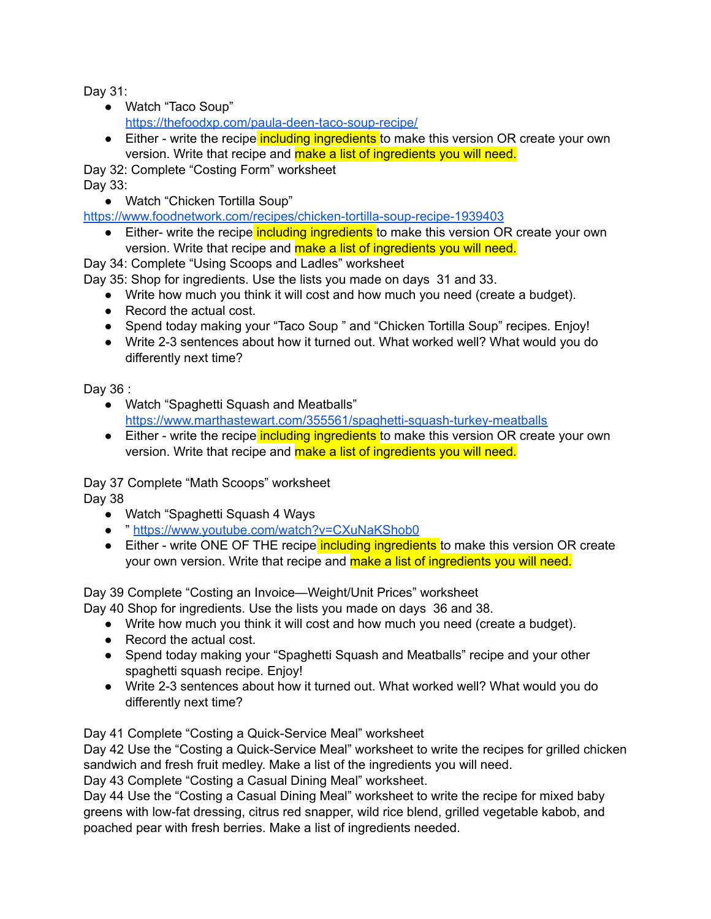Day 31:

- Watch “Taco Soup” https://thefoodxp.com/paula-deen-taco-soup-recipe/
- Either - write the recipe including ingredients to make this version OR create your own version. Write that recipe and make a list of ingredients you will need.

Day 32: Complete “Costing Form” worksheet

Day 33:

- Watch “Chicken Tortilla Soup”

https://www.foodnetwork.com/recipes/chicken-tortilla-soup-recipe-1939403

- Either- write the recipe including ingredients to make this version OR create your own version. Write that recipe and make a list of ingredients you will need.

Day 34: Complete “Using Scoops and Ladles” worksheet

Day 35: Shop for ingredients. Use the lists you made on days 31 and 33.

- Write how much you think it will cost and how much you need (create a budget).
- Record the actual cost.
- Spend today making your “Taco Soup ” and “Chicken Tortilla Soup” recipes. Enjoy!
- Write 2-3 sentences about how it turned out. What worked well? What would you do differently next time?

Day 36 :

- Watch “Spaghetti Squash and Meatballs” https://www.marthastewart.com/355561/spaghetti-squash-turkey-meatballs
- Either - write the recipe including ingredients to make this version OR create your own version. Write that recipe and make a list of ingredients you will need.

Day 37 Complete “Math Scoops” worksheet

Day 38

- Watch “Spaghetti Squash 4 Ways
- ” https://www.youtube.com/watch?v=CXuNaKShob0
- Either - write ONE OF THE recipe including ingredients to make this version OR create your own version. Write that recipe and make a list of ingredients you will need.

Day 39 Complete “Costing an Invoice—Weight/Unit Prices” worksheet

Day 40 Shop for ingredients. Use the lists you made on days 36 and 38.

- Write how much you think it will cost and how much you need (create a budget).
- Record the actual cost.
- Spend today making your “Spaghetti Squash and Meatballs” recipe and your other spaghetti squash recipe. Enjoy!
- Write 2-3 sentences about how it turned out. What worked well? What would you do differently next time?

Day 41 Complete “Costing a Quick-Service Meal” worksheet

Day 42 Use the “Costing a Quick-Service Meal” worksheet to write the recipes for grilled chicken sandwich and fresh fruit medley. Make a list of the ingredients you will need.

Day 43 Complete “Costing a Casual Dining Meal” worksheet.

Day 44 Use the “Costing a Casual Dining Meal” worksheet to write the recipe for mixed baby greens with low-fat dressing, citrus red snapper, wild rice blend, grilled vegetable kabob, and poached pear with fresh berries. Make a list of ingredients needed.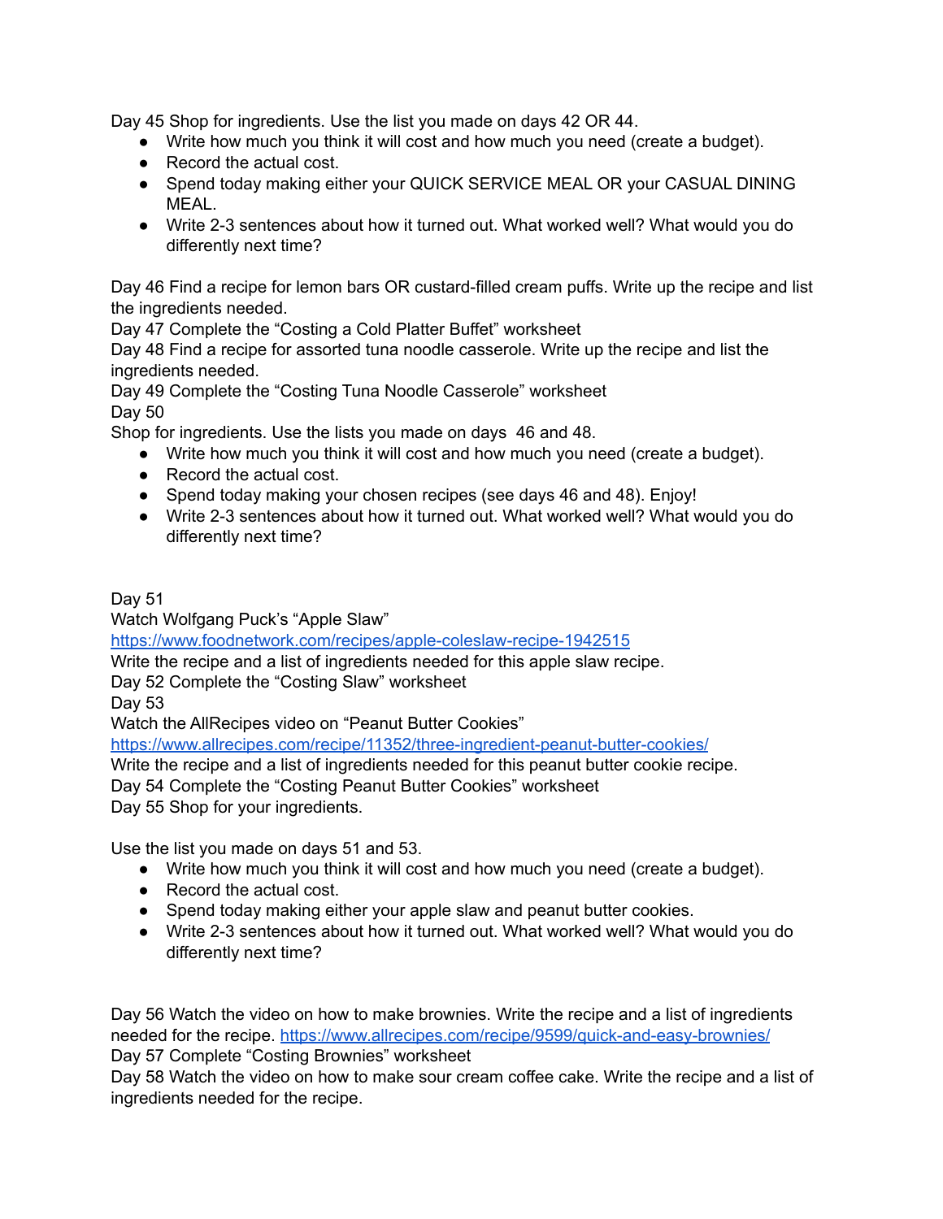Day 45 Shop for ingredients. Use the list you made on days 42 OR 44.

- Write how much you think it will cost and how much you need (create a budget).
- Record the actual cost.
- Spend today making either your QUICK SERVICE MEAL OR your CASUAL DINING MEAL.
- Write 2-3 sentences about how it turned out. What worked well? What would you do differently next time?

Day 46 Find a recipe for lemon bars OR custard-filled cream puffs. Write up the recipe and list the ingredients needed.
Day 47 Complete the “Costing a Cold Platter Buffet” worksheet
Day 48 Find a recipe for assorted tuna noodle casserole. Write up the recipe and list the ingredients needed.
Day 49 Complete the “Costing Tuna Noodle Casserole” worksheet
Day 50
Shop for ingredients. Use the lists you made on days 46 and 48.

- Write how much you think it will cost and how much you need (create a budget).
- Record the actual cost.
- Spend today making your chosen recipes (see days 46 and 48). Enjoy!
- Write 2-3 sentences about how it turned out. What worked well? What would you do differently next time?

Day 51
Watch Wolfgang Puck’s “Apple Slaw”
https://www.foodnetwork.com/recipes/apple-coleslaw-recipe-1942515
Write the recipe and a list of ingredients needed for this apple slaw recipe.
Day 52 Complete the “Costing Slaw” worksheet
Day 53
Watch the AllRecipes video on “Peanut Butter Cookies”
https://www.allrecipes.com/recipe/11352/three-ingredient-peanut-butter-cookies/
Write the recipe and a list of ingredients needed for this peanut butter cookie recipe.
Day 54 Complete the “Costing Peanut Butter Cookies” worksheet
Day 55 Shop for your ingredients.

Use the list you made on days 51 and 53.

- Write how much you think it will cost and how much you need (create a budget).
- Record the actual cost.
- Spend today making either your apple slaw and peanut butter cookies.
- Write 2-3 sentences about how it turned out. What worked well? What would you do differently next time?

Day 56 Watch the video on how to make brownies. Write the recipe and a list of ingredients needed for the recipe. https://www.allrecipes.com/recipe/9599/quick-and-easy-brownies/
Day 57 Complete “Costing Brownies” worksheet
Day 58 Watch the video on how to make sour cream coffee cake. Write the recipe and a list of ingredients needed for the recipe.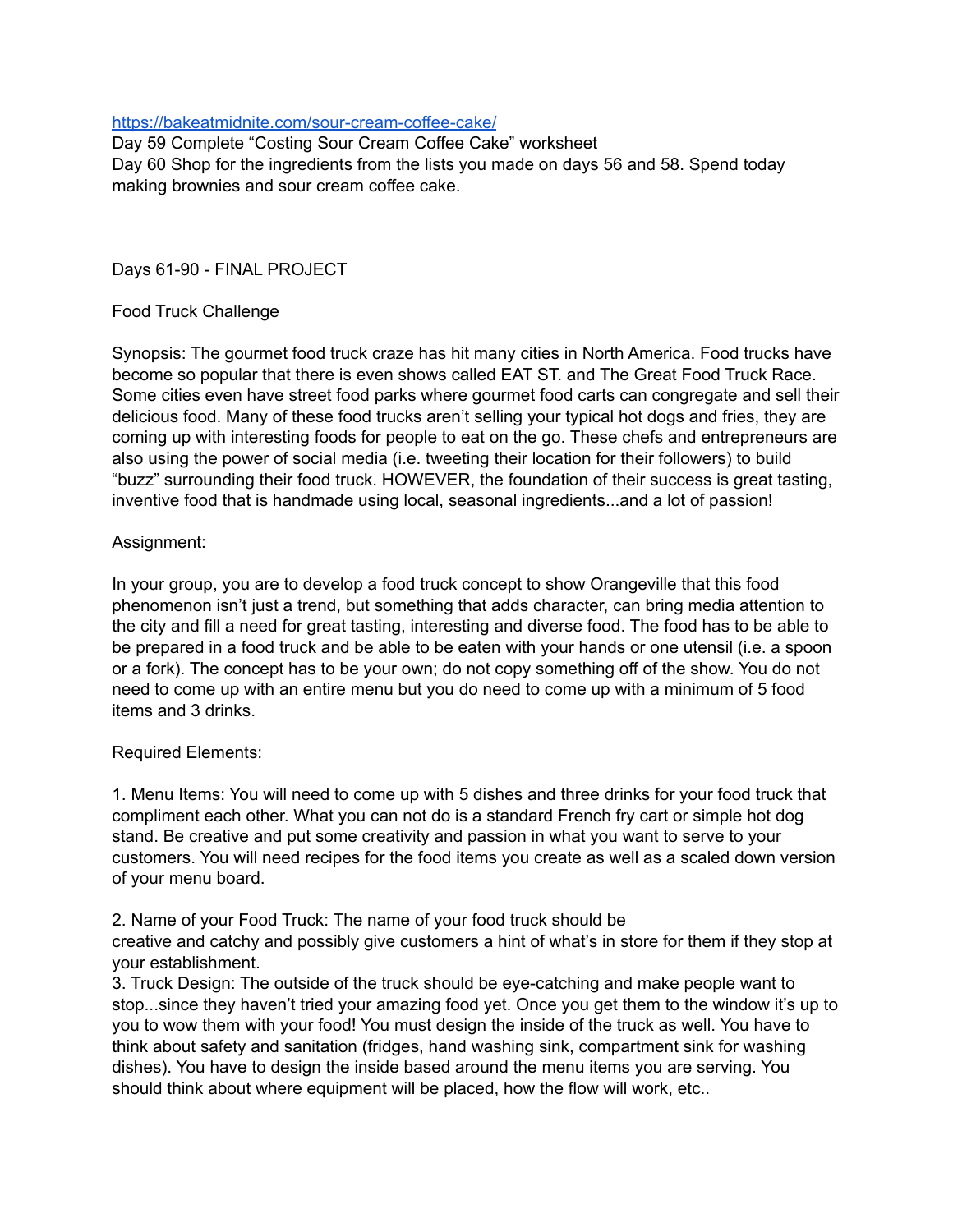https://bakeatmidnite.com/sour-cream-coffee-cake/

Day 59 Complete "Costing Sour Cream Coffee Cake" worksheet

Day 60 Shop for the ingredients from the lists you made on days 56 and 58. Spend today making brownies and sour cream coffee cake.

Days 61-90 - FINAL PROJECT

Food Truck Challenge

Synopsis: The gourmet food truck craze has hit many cities in North America. Food trucks have become so popular that there is even shows called EAT ST. and The Great Food Truck Race. Some cities even have street food parks where gourmet food carts can congregate and sell their delicious food. Many of these food trucks aren't selling your typical hot dogs and fries, they are coming up with interesting foods for people to eat on the go. These chefs and entrepreneurs are also using the power of social media (i.e. tweeting their location for their followers) to build "buzz" surrounding their food truck. HOWEVER, the foundation of their success is great tasting, inventive food that is handmade using local, seasonal ingredients...and a lot of passion!

Assignment:

In your group, you are to develop a food truck concept to show Orangeville that this food phenomenon isn't just a trend, but something that adds character, can bring media attention to the city and fill a need for great tasting, interesting and diverse food. The food has to be able to be prepared in a food truck and be able to be eaten with your hands or one utensil (i.e. a spoon or a fork). The concept has to be your own; do not copy something off of the show. You do not need to come up with an entire menu but you do need to come up with a minimum of 5 food items and 3 drinks.

Required Elements:

1. Menu Items: You will need to come up with 5 dishes and three drinks for your food truck that compliment each other. What you can not do is a standard French fry cart or simple hot dog stand. Be creative and put some creativity and passion in what you want to serve to your customers. You will need recipes for the food items you create as well as a scaled down version of your menu board.

2. Name of your Food Truck: The name of your food truck should be creative and catchy and possibly give customers a hint of what's in store for them if they stop at your establishment.

3. Truck Design: The outside of the truck should be eye-catching and make people want to stop...since they haven't tried your amazing food yet. Once you get them to the window it's up to you to wow them with your food! You must design the inside of the truck as well. You have to think about safety and sanitation (fridges, hand washing sink, compartment sink for washing dishes). You have to design the inside based around the menu items you are serving. You should think about where equipment will be placed, how the flow will work, etc..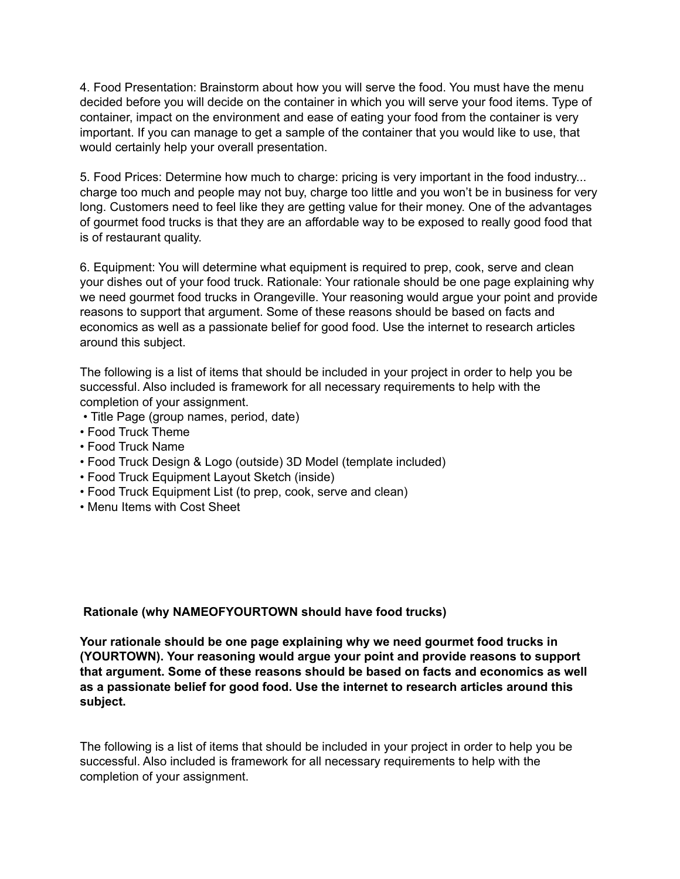4. Food Presentation: Brainstorm about how you will serve the food. You must have the menu decided before you will decide on the container in which you will serve your food items. Type of container, impact on the environment and ease of eating your food from the container is very important. If you can manage to get a sample of the container that you would like to use, that would certainly help your overall presentation.

5. Food Prices: Determine how much to charge: pricing is very important in the food industry... charge too much and people may not buy, charge too little and you won't be in business for very long. Customers need to feel like they are getting value for their money. One of the advantages of gourmet food trucks is that they are an affordable way to be exposed to really good food that is of restaurant quality.

6. Equipment: You will determine what equipment is required to prep, cook, serve and clean your dishes out of your food truck. Rationale: Your rationale should be one page explaining why we need gourmet food trucks in Orangeville. Your reasoning would argue your point and provide reasons to support that argument. Some of these reasons should be based on facts and economics as well as a passionate belief for good food. Use the internet to research articles around this subject.

The following is a list of items that should be included in your project in order to help you be successful. Also included is framework for all necessary requirements to help with the completion of your assignment.

- Title Page (group names, period, date)
- Food Truck Theme
- Food Truck Name
- Food Truck Design & Logo (outside) 3D Model (template included)
- Food Truck Equipment Layout Sketch (inside)
- Food Truck Equipment List (to prep, cook, serve and clean)
- Menu Items with Cost Sheet

**Rationale (why NAMEOFYOURTOWN should have food trucks)**

**Your rationale should be one page explaining why we need gourmet food trucks in (YOURTOWN). Your reasoning would argue your point and provide reasons to support that argument. Some of these reasons should be based on facts and economics as well as a passionate belief for good food. Use the internet to research articles around this subject.**

The following is a list of items that should be included in your project in order to help you be successful. Also included is framework for all necessary requirements to help with the completion of your assignment.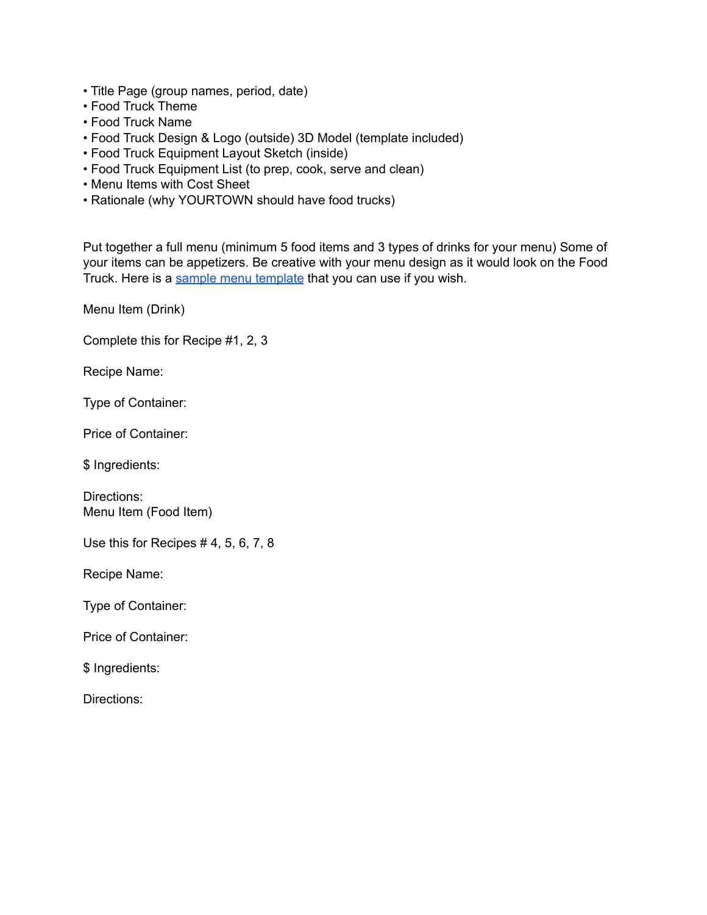- Title Page (group names, period, date)
- Food Truck Theme
- Food Truck Name
- Food Truck Design & Logo (outside) 3D Model (template included)
- Food Truck Equipment Layout Sketch (inside)
- Food Truck Equipment List (to prep, cook, serve and clean)
- Menu Items with Cost Sheet
- Rationale (why YOURTOWN should have food trucks)

Put together a full menu (minimum 5 food items and 3 types of drinks for your menu) Some of your items can be appetizers. Be creative with your menu design as it would look on the Food Truck. Here is a [sample menu template]() that you can use if you wish.

Menu Item (Drink)

Complete this for Recipe #1, 2, 3

Recipe Name:

Type of Container:

Price of Container:

$ Ingredients:

Directions:

Menu Item (Food Item)

Use this for Recipes # 4, 5, 6, 7, 8

Recipe Name:

Type of Container:

Price of Container:

$ Ingredients:

Directions: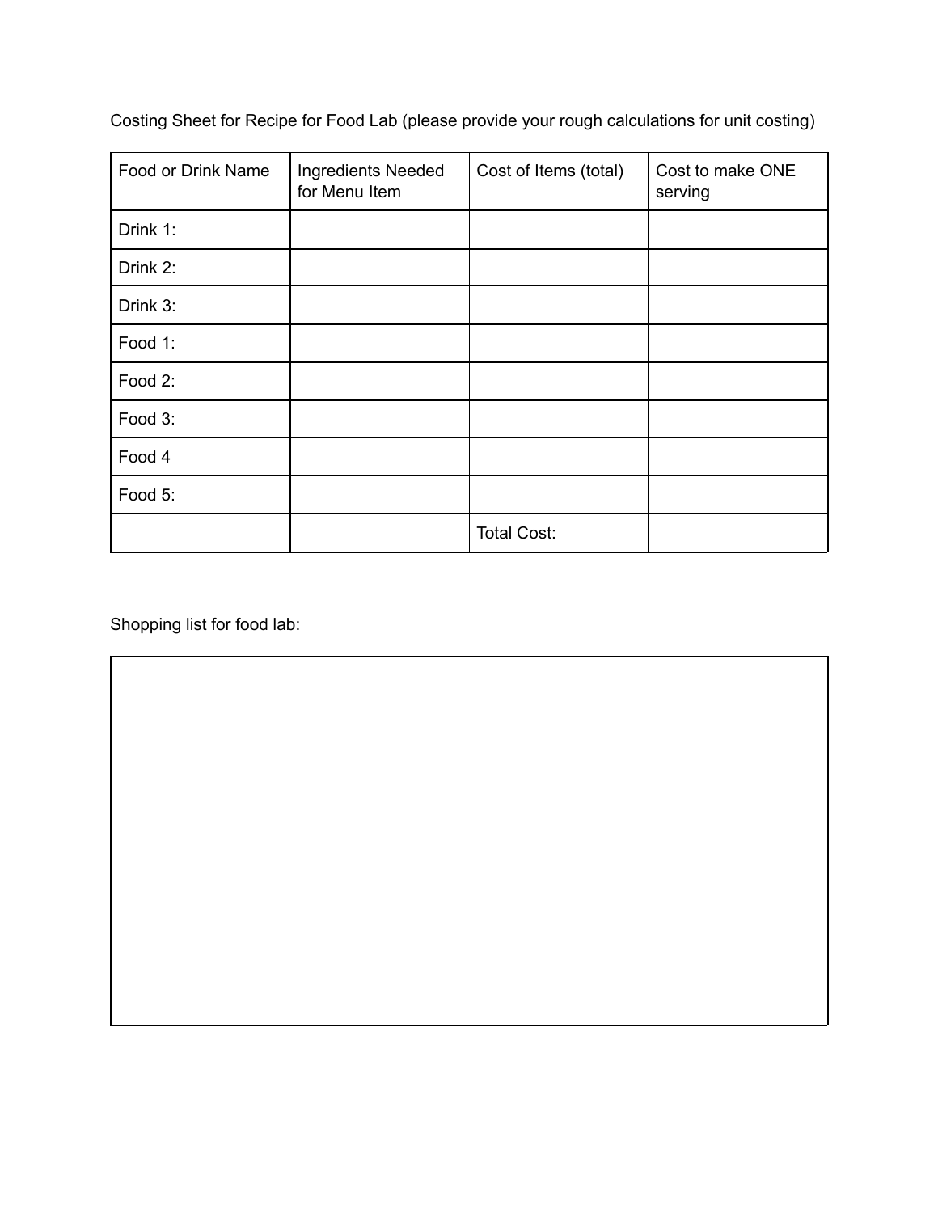Costing Sheet for Recipe for Food Lab (please provide your rough calculations for unit costing)

| Food or Drink Name | Ingredients Needed for Menu Item | Cost of Items (total) | Cost to make ONE serving |
|---|---|---|---|
| Drink 1: | | | |
| Drink 2: | | | |
| Drink 3: | | | |
| Food 1: | | | |
| Food 2: | | | |
| Food 3: | | | |
| Food 4 | | | |
| Food 5: | | | |
| | | Total Cost: | |

Shopping list for food lab:

| |
|---|
| |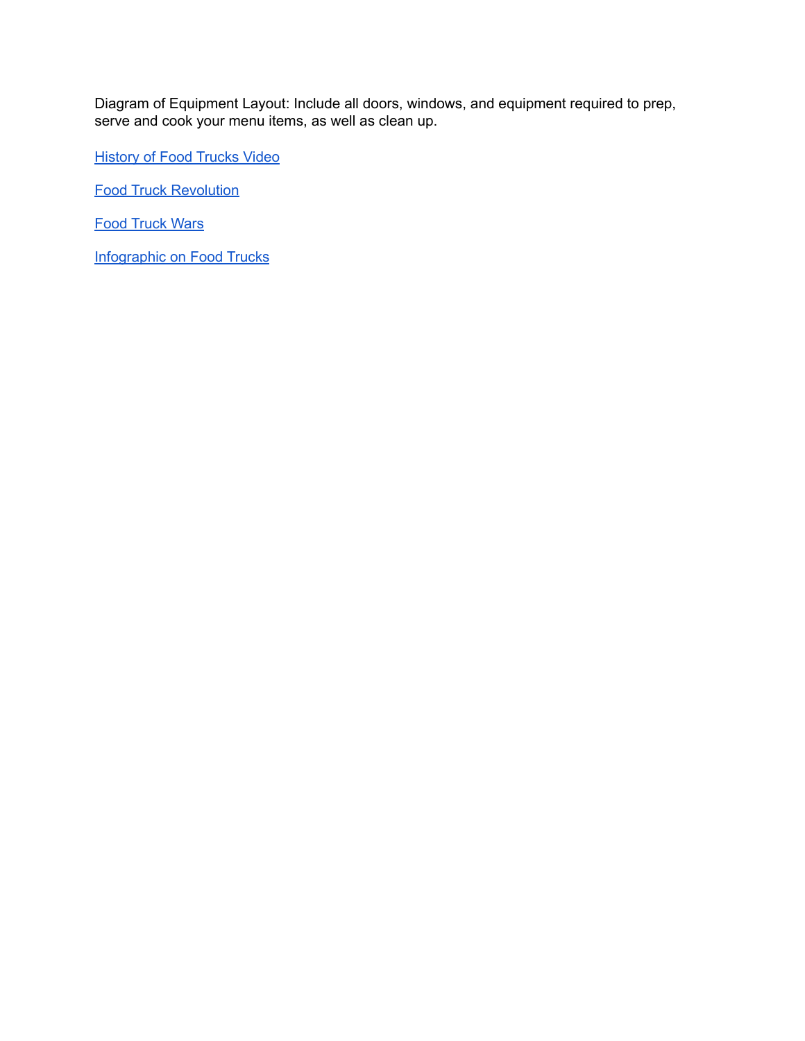Diagram of Equipment Layout: Include all doors, windows, and equipment required to prep, serve and cook your menu items, as well as clean up.

History of Food Trucks Video

Food Truck Revolution

Food Truck Wars

Infographic on Food Trucks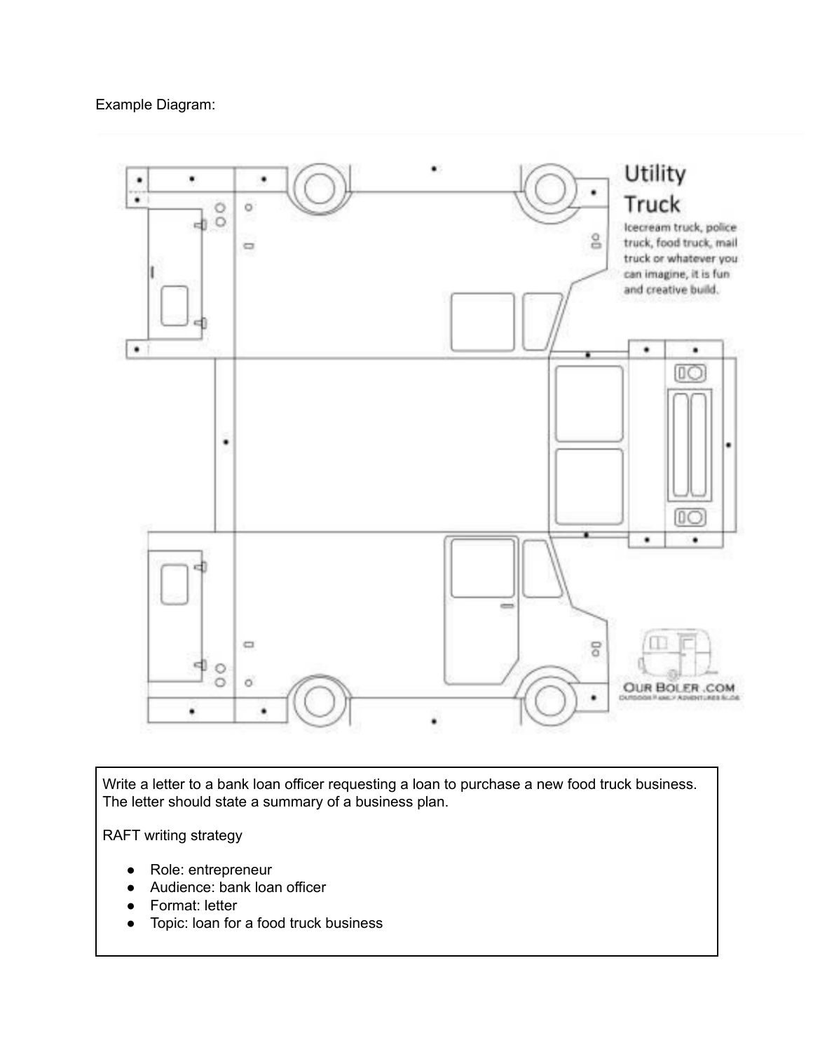Example Diagram:

Write a letter to a bank loan officer requesting a loan to purchase a new food truck business. The letter should state a summary of a business plan.

RAFT writing strategy

- Role: entrepreneur
- Audience: bank loan officer
- Format: letter
- Topic: loan for a food truck business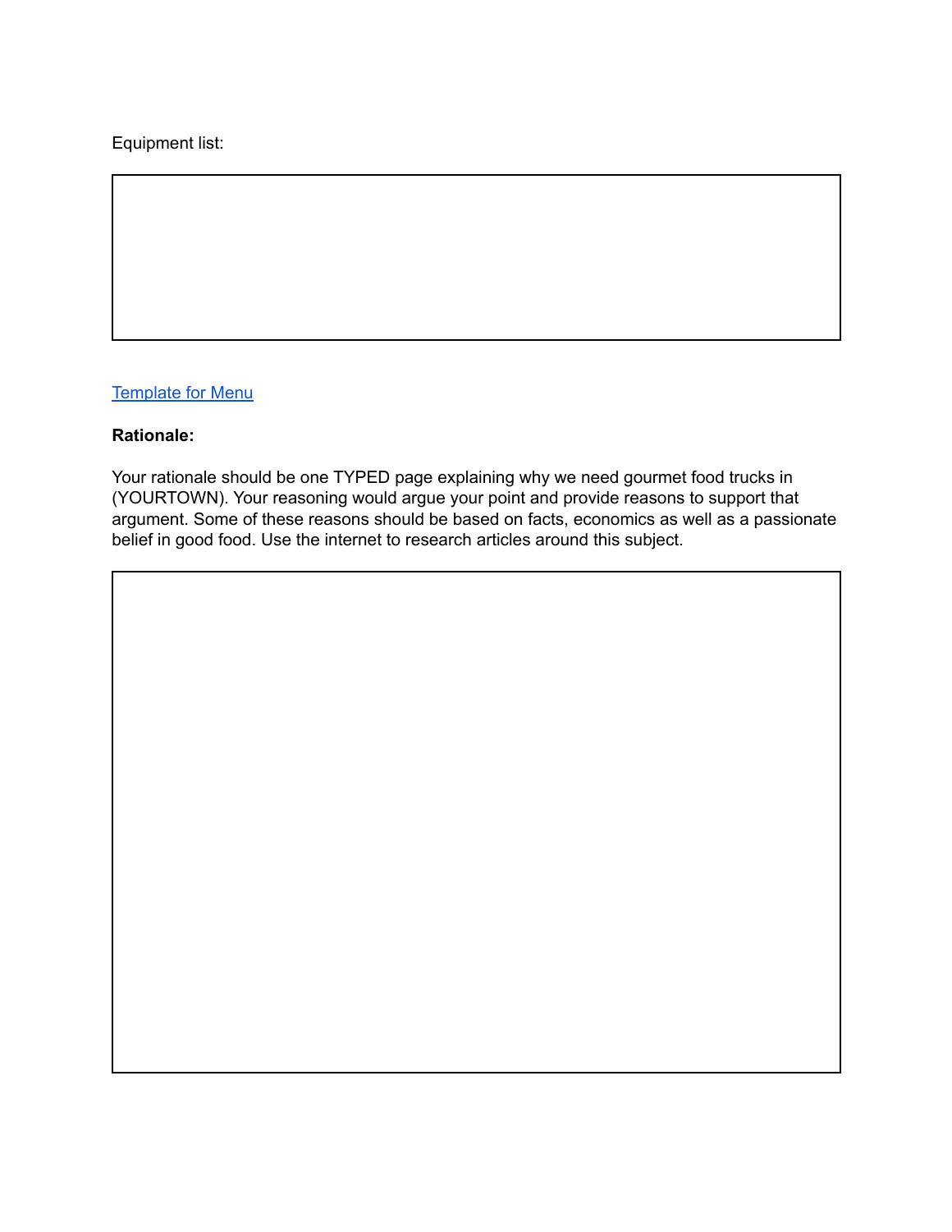Equipment list:

| |
|---|
| |

[Template for Menu]

**Rationale:**

Your rationale should be one TYPED page explaining why we need gourmet food trucks in (YOURTOWN). Your reasoning would argue your point and provide reasons to support that argument. Some of these reasons should be based on facts, economics as well as a passionate belief in good food. Use the internet to research articles around this subject.

| |
|---|
| |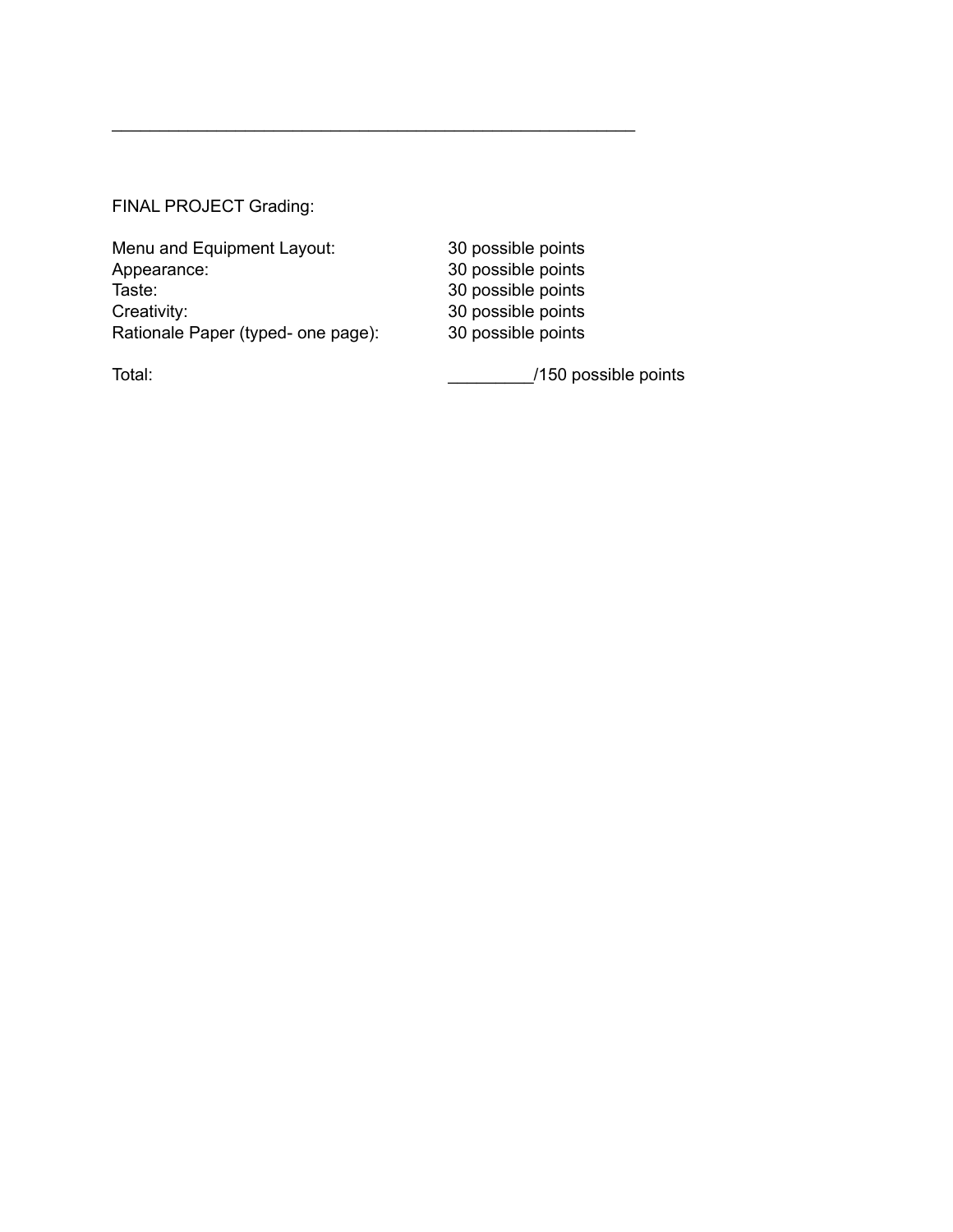_______________________________________________________

FINAL PROJECT Grading:

| | |
|---|---|
| Menu and Equipment Layout: | 30 possible points |
| Appearance: | 30 possible points |
| Taste: | 30 possible points |
| Creativity: | 30 possible points |
| Rationale Paper (typed- one page): | 30 possible points |

| | |
|---|---|
| Total: | _________/150 possible points |